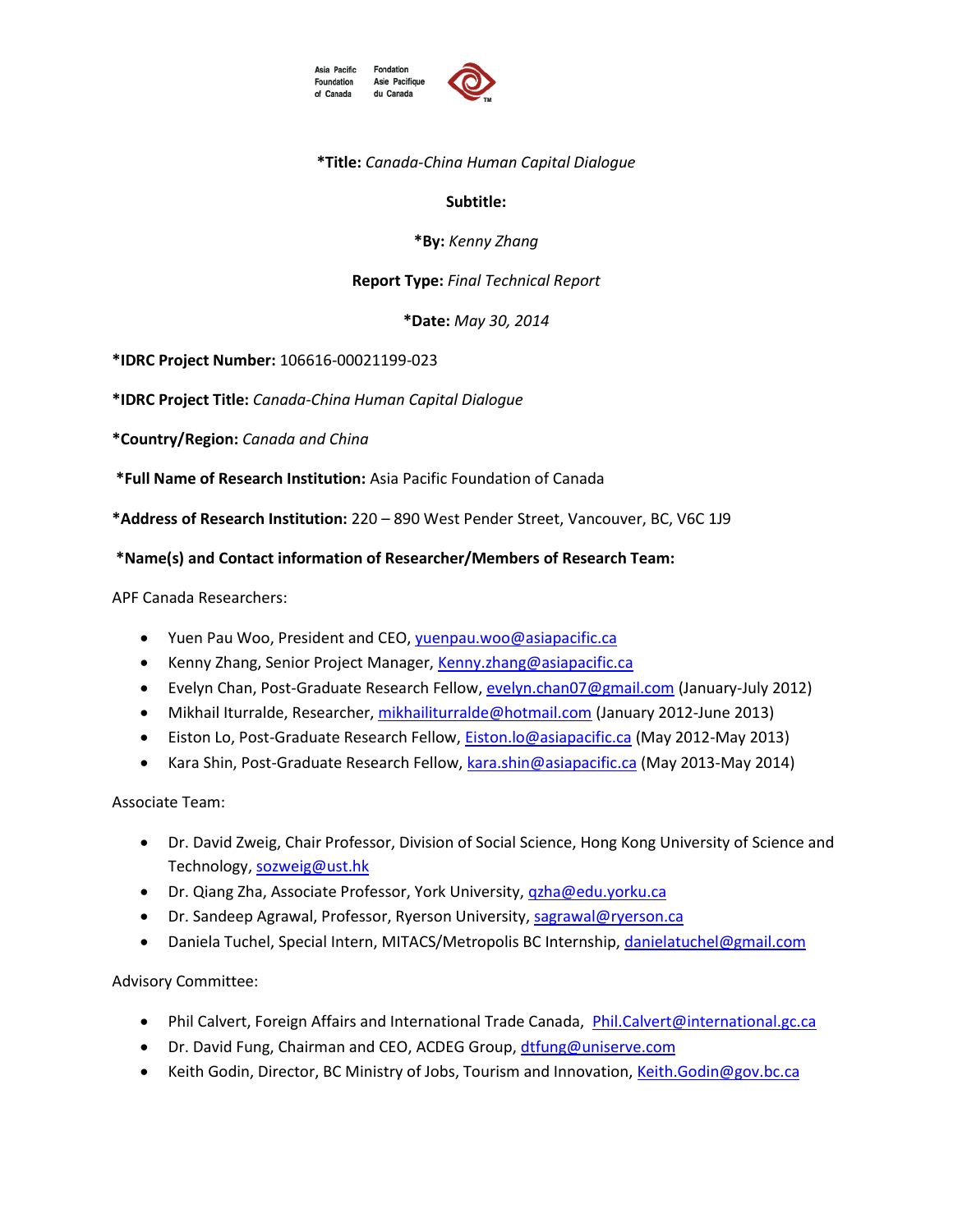Asia Pacific Foundation of Canada | Fondation Asie Pacifique du Canada

**\*Title:** *Canada-China Human Capital Dialogue*

**Subtitle:**

**\*By:** *Kenny Zhang*

**Report Type:** *Final Technical Report*

**\*Date:** *May 30, 2014*

**\*IDRC Project Number:** 106616-00021199-023

**\*IDRC Project Title:** *Canada-China Human Capital Dialogue*

**\*Country/Region:** *Canada and China*

**\*Full Name of Research Institution:** Asia Pacific Foundation of Canada

**\*Address of Research Institution:** 220 – 890 West Pender Street, Vancouver, BC, V6C 1J9

**\*Name(s) and Contact information of Researcher/Members of Research Team:**

APF Canada Researchers:

- Yuen Pau Woo, President and CEO, yuenpau.woo@asiapacific.ca
- Kenny Zhang, Senior Project Manager, Kenny.zhang@asiapacific.ca
- Evelyn Chan, Post-Graduate Research Fellow, evelyn.chan07@gmail.com (January-July 2012)
- Mikhail Iturralde, Researcher, mikhailiturralde@hotmail.com (January 2012-June 2013)
- Eiston Lo, Post-Graduate Research Fellow, Eiston.lo@asiapacific.ca (May 2012-May 2013)
- Kara Shin, Post-Graduate Research Fellow, kara.shin@asiapacific.ca (May 2013-May 2014)

Associate Team:

- Dr. David Zweig, Chair Professor, Division of Social Science, Hong Kong University of Science and Technology, sozweig@ust.hk
- Dr. Qiang Zha, Associate Professor, York University, qzha@edu.yorku.ca
- Dr. Sandeep Agrawal, Professor, Ryerson University, sagrawal@ryerson.ca
- Daniela Tuchel, Special Intern, MITACS/Metropolis BC Internship, danielatuchel@gmail.com

Advisory Committee:

- Phil Calvert, Foreign Affairs and International Trade Canada, Phil.Calvert@international.gc.ca
- Dr. David Fung, Chairman and CEO, ACDEG Group, dtfung@uniserve.com
- Keith Godin, Director, BC Ministry of Jobs, Tourism and Innovation, Keith.Godin@gov.bc.ca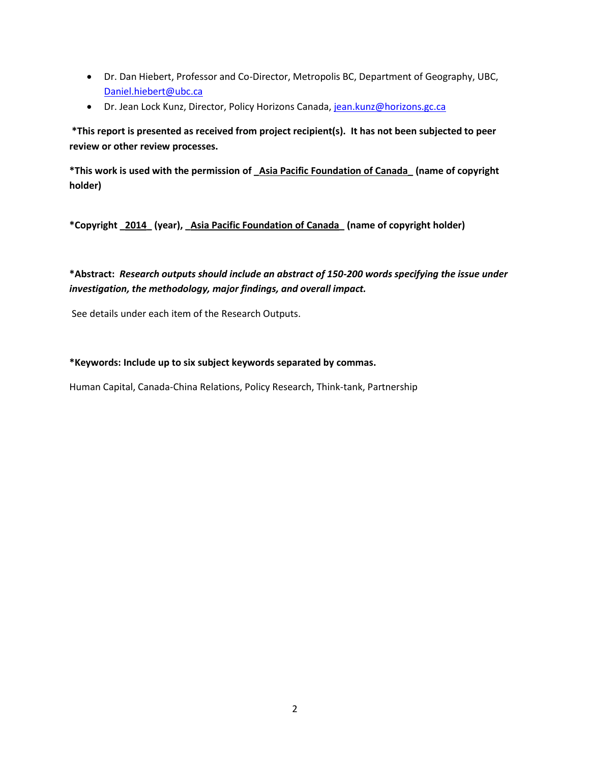- Dr. Dan Hiebert, Professor and Co-Director, Metropolis BC, Department of Geography, UBC, Daniel.hiebert@ubc.ca
- Dr. Jean Lock Kunz, Director, Policy Horizons Canada, jean.kunz@horizons.gc.ca

**\*This report is presented as received from project recipient(s). It has not been subjected to peer review or other review processes.**

**\*This work is used with the permission of _Asia Pacific Foundation of Canada_ (name of copyright holder)**

**\*Copyright _2014_ (year), _Asia Pacific Foundation of Canada_ (name of copyright holder)**

**\*Abstract:** ***Research outputs should include an abstract of 150-200 words specifying the issue under investigation, the methodology, major findings, and overall impact.***

See details under each item of the Research Outputs.

**\*Keywords: Include up to six subject keywords separated by commas.**

Human Capital, Canada-China Relations, Policy Research, Think-tank, Partnership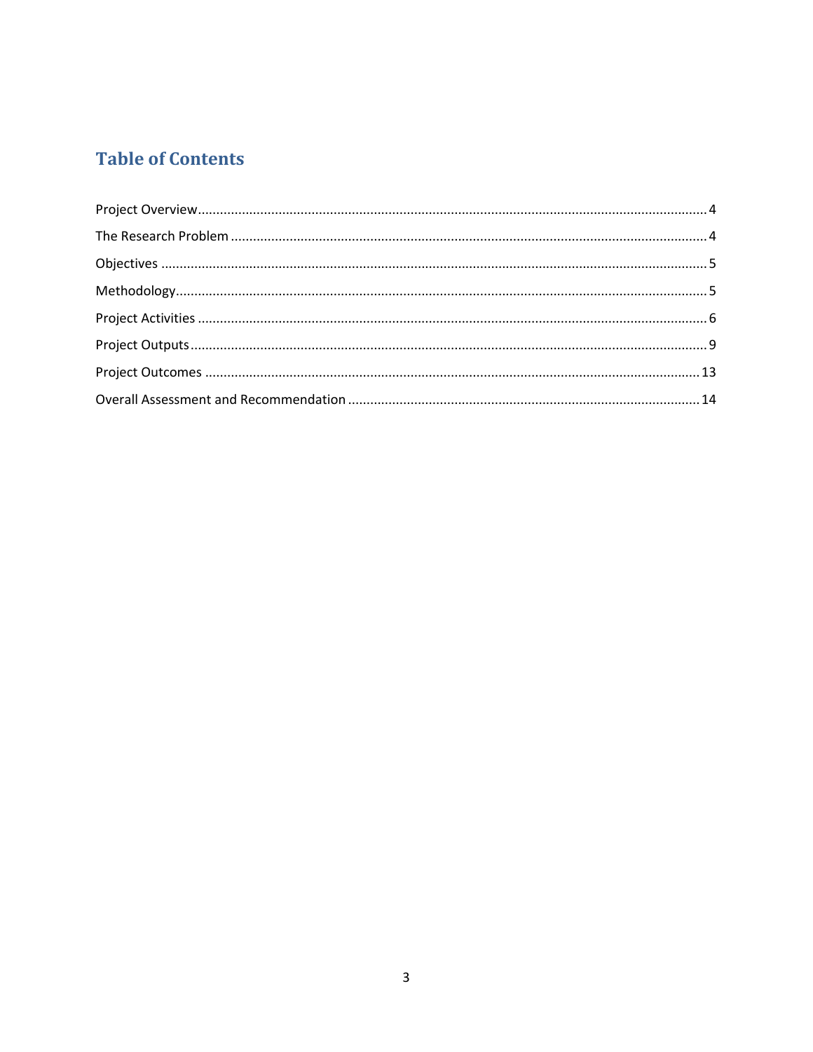## Table of Contents

Project Overview........................................................................................................................4

The Research Problem ...............................................................................................................4

Objectives ..................................................................................................................................5

Methodology...............................................................................................................................5

Project Activities ........................................................................................................................6

Project Outputs...........................................................................................................................9

Project Outcomes .....................................................................................................................13

Overall Assessment and Recommendation ...............................................................................14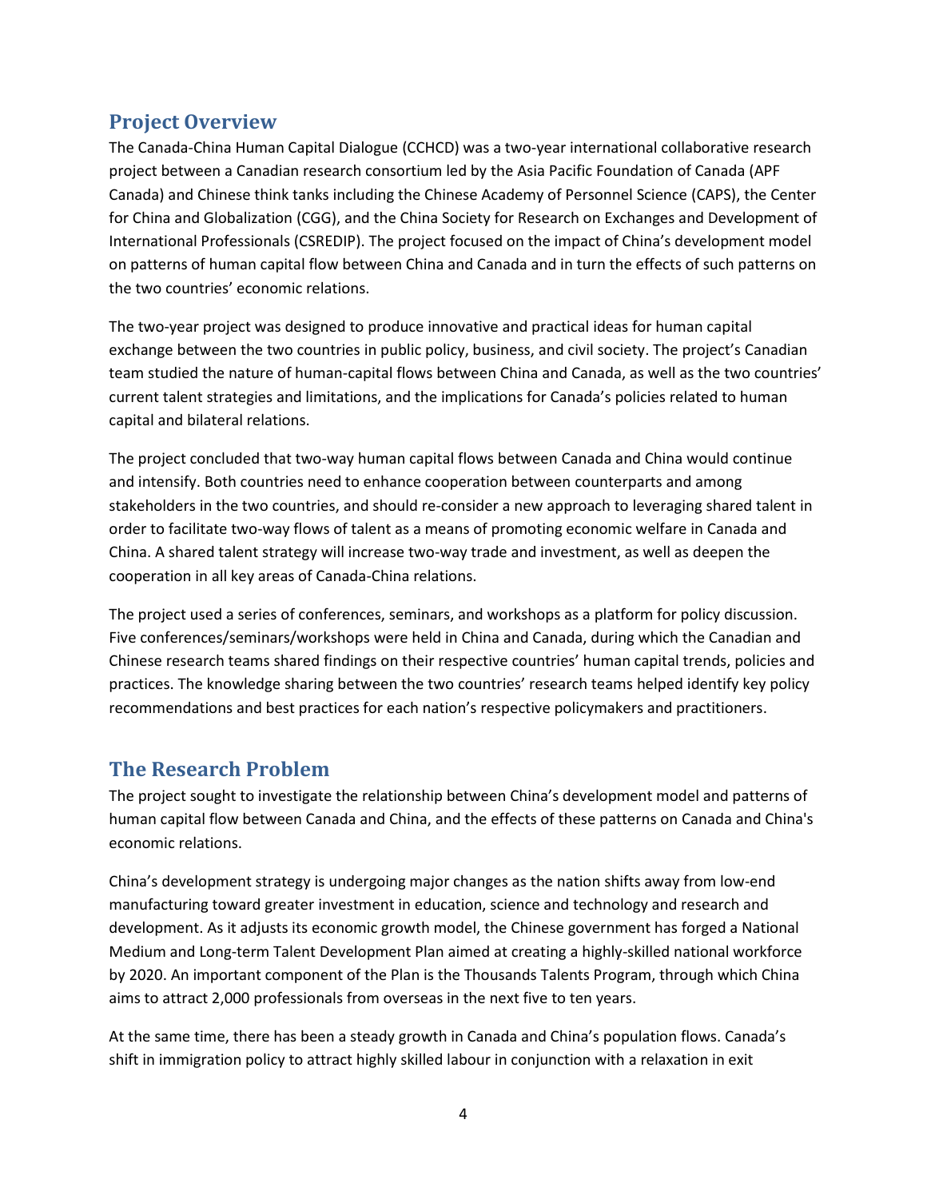## Project Overview

The Canada-China Human Capital Dialogue (CCHCD) was a two-year international collaborative research project between a Canadian research consortium led by the Asia Pacific Foundation of Canada (APF Canada) and Chinese think tanks including the Chinese Academy of Personnel Science (CAPS), the Center for China and Globalization (CGG), and the China Society for Research on Exchanges and Development of International Professionals (CSREDIP). The project focused on the impact of China's development model on patterns of human capital flow between China and Canada and in turn the effects of such patterns on the two countries' economic relations.

The two-year project was designed to produce innovative and practical ideas for human capital exchange between the two countries in public policy, business, and civil society. The project's Canadian team studied the nature of human-capital flows between China and Canada, as well as the two countries' current talent strategies and limitations, and the implications for Canada's policies related to human capital and bilateral relations.

The project concluded that two-way human capital flows between Canada and China would continue and intensify. Both countries need to enhance cooperation between counterparts and among stakeholders in the two countries, and should re-consider a new approach to leveraging shared talent in order to facilitate two-way flows of talent as a means of promoting economic welfare in Canada and China. A shared talent strategy will increase two-way trade and investment, as well as deepen the cooperation in all key areas of Canada-China relations.

The project used a series of conferences, seminars, and workshops as a platform for policy discussion. Five conferences/seminars/workshops were held in China and Canada, during which the Canadian and Chinese research teams shared findings on their respective countries' human capital trends, policies and practices. The knowledge sharing between the two countries' research teams helped identify key policy recommendations and best practices for each nation's respective policymakers and practitioners.

## The Research Problem

The project sought to investigate the relationship between China's development model and patterns of human capital flow between Canada and China, and the effects of these patterns on Canada and China's economic relations.

China's development strategy is undergoing major changes as the nation shifts away from low-end manufacturing toward greater investment in education, science and technology and research and development. As it adjusts its economic growth model, the Chinese government has forged a National Medium and Long-term Talent Development Plan aimed at creating a highly-skilled national workforce by 2020. An important component of the Plan is the Thousands Talents Program, through which China aims to attract 2,000 professionals from overseas in the next five to ten years.

At the same time, there has been a steady growth in Canada and China's population flows. Canada's shift in immigration policy to attract highly skilled labour in conjunction with a relaxation in exit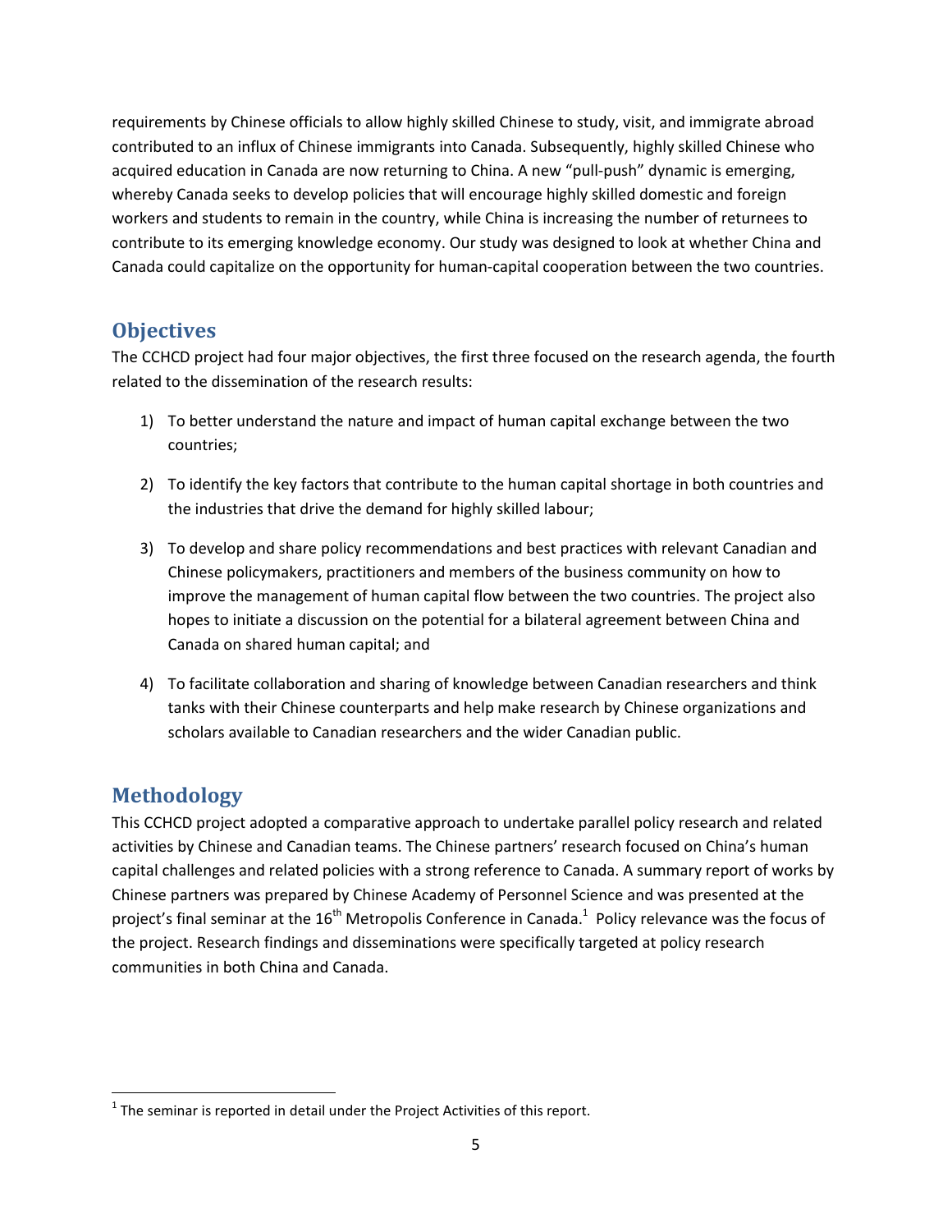requirements by Chinese officials to allow highly skilled Chinese to study, visit, and immigrate abroad contributed to an influx of Chinese immigrants into Canada. Subsequently, highly skilled Chinese who acquired education in Canada are now returning to China. A new "pull-push" dynamic is emerging, whereby Canada seeks to develop policies that will encourage highly skilled domestic and foreign workers and students to remain in the country, while China is increasing the number of returnees to contribute to its emerging knowledge economy. Our study was designed to look at whether China and Canada could capitalize on the opportunity for human-capital cooperation between the two countries.

## Objectives

The CCHCD project had four major objectives, the first three focused on the research agenda, the fourth related to the dissemination of the research results:

1) To better understand the nature and impact of human capital exchange between the two countries;

2) To identify the key factors that contribute to the human capital shortage in both countries and the industries that drive the demand for highly skilled labour;

3) To develop and share policy recommendations and best practices with relevant Canadian and Chinese policymakers, practitioners and members of the business community on how to improve the management of human capital flow between the two countries. The project also hopes to initiate a discussion on the potential for a bilateral agreement between China and Canada on shared human capital; and

4) To facilitate collaboration and sharing of knowledge between Canadian researchers and think tanks with their Chinese counterparts and help make research by Chinese organizations and scholars available to Canadian researchers and the wider Canadian public.

## Methodology

This CCHCD project adopted a comparative approach to undertake parallel policy research and related activities by Chinese and Canadian teams. The Chinese partners' research focused on China's human capital challenges and related policies with a strong reference to Canada. A summary report of works by Chinese partners was prepared by Chinese Academy of Personnel Science and was presented at the project's final seminar at the 16th Metropolis Conference in Canada.[1] Policy relevance was the focus of the project. Research findings and disseminations were specifically targeted at policy research communities in both China and Canada.

[1] The seminar is reported in detail under the Project Activities of this report.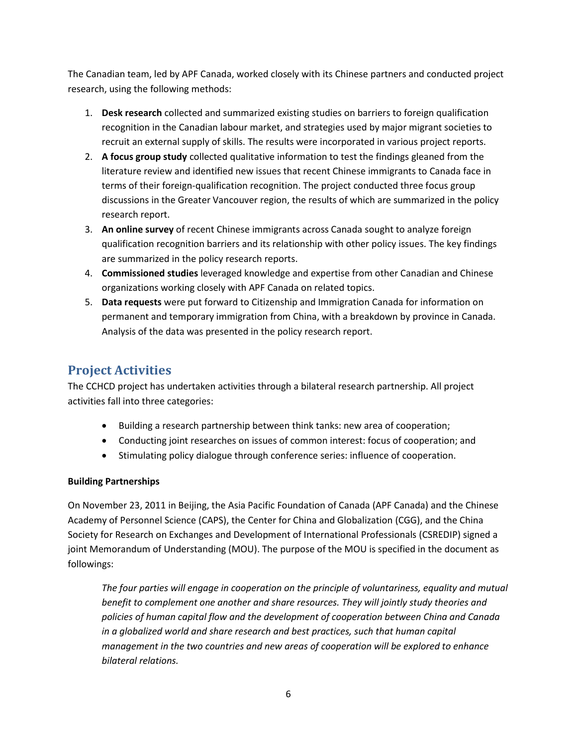The Canadian team, led by APF Canada, worked closely with its Chinese partners and conducted project research, using the following methods:

1. **Desk research** collected and summarized existing studies on barriers to foreign qualification recognition in the Canadian labour market, and strategies used by major migrant societies to recruit an external supply of skills. The results were incorporated in various project reports.
2. **A focus group study** collected qualitative information to test the findings gleaned from the literature review and identified new issues that recent Chinese immigrants to Canada face in terms of their foreign-qualification recognition. The project conducted three focus group discussions in the Greater Vancouver region, the results of which are summarized in the policy research report.
3. **An online survey** of recent Chinese immigrants across Canada sought to analyze foreign qualification recognition barriers and its relationship with other policy issues. The key findings are summarized in the policy research reports.
4. **Commissioned studies** leveraged knowledge and expertise from other Canadian and Chinese organizations working closely with APF Canada on related topics.
5. **Data requests** were put forward to Citizenship and Immigration Canada for information on permanent and temporary immigration from China, with a breakdown by province in Canada. Analysis of the data was presented in the policy research report.

## Project Activities

The CCHCD project has undertaken activities through a bilateral research partnership. All project activities fall into three categories:

- Building a research partnership between think tanks: new area of cooperation;
- Conducting joint researches on issues of common interest: focus of cooperation; and
- Stimulating policy dialogue through conference series: influence of cooperation.

**Building Partnerships**

On November 23, 2011 in Beijing, the Asia Pacific Foundation of Canada (APF Canada) and the Chinese Academy of Personnel Science (CAPS), the Center for China and Globalization (CGG), and the China Society for Research on Exchanges and Development of International Professionals (CSREDIP) signed a joint Memorandum of Understanding (MOU). The purpose of the MOU is specified in the document as followings:

> *The four parties will engage in cooperation on the principle of voluntariness, equality and mutual benefit to complement one another and share resources. They will jointly study theories and policies of human capital flow and the development of cooperation between China and Canada in a globalized world and share research and best practices, such that human capital management in the two countries and new areas of cooperation will be explored to enhance bilateral relations.*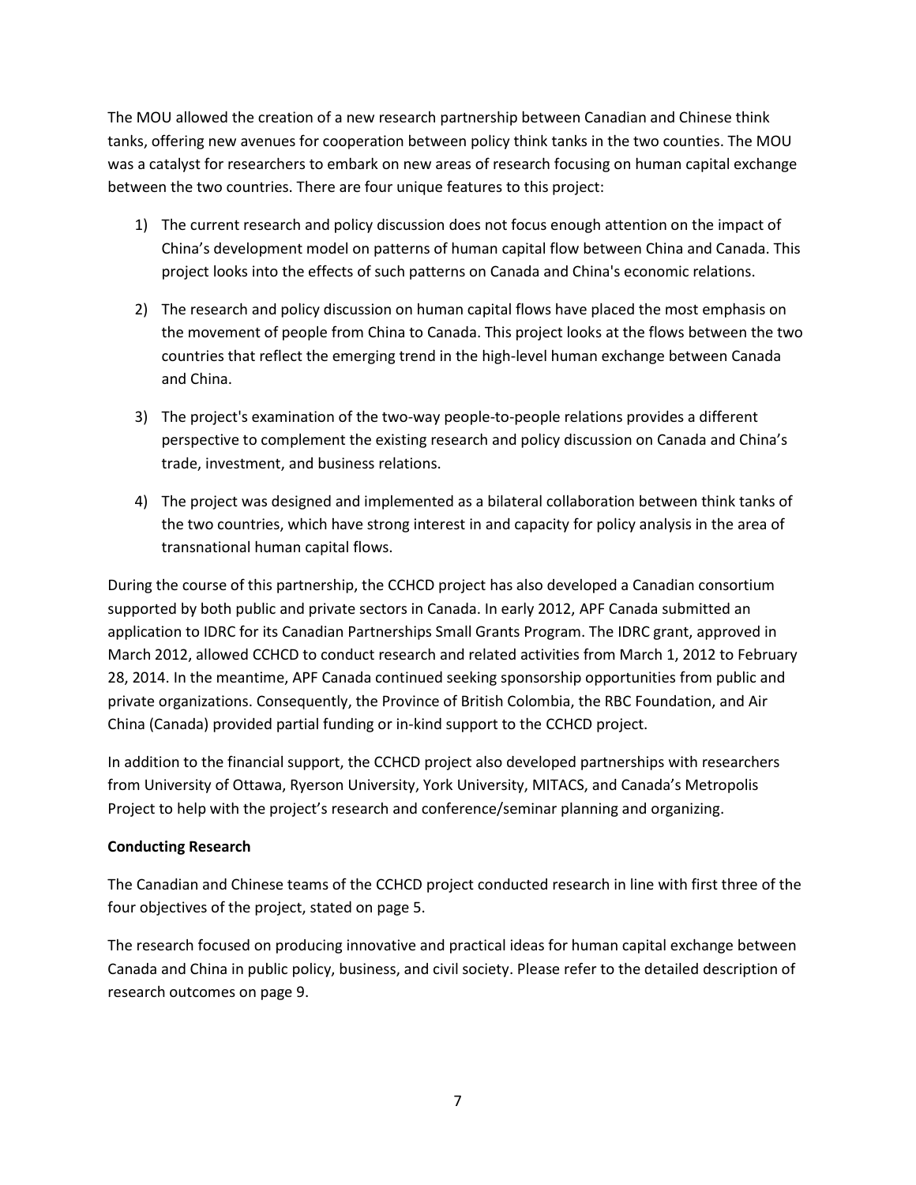The MOU allowed the creation of a new research partnership between Canadian and Chinese think tanks, offering new avenues for cooperation between policy think tanks in the two counties. The MOU was a catalyst for researchers to embark on new areas of research focusing on human capital exchange between the two countries. There are four unique features to this project:

1) The current research and policy discussion does not focus enough attention on the impact of China's development model on patterns of human capital flow between China and Canada. This project looks into the effects of such patterns on Canada and China's economic relations.

2) The research and policy discussion on human capital flows have placed the most emphasis on the movement of people from China to Canada. This project looks at the flows between the two countries that reflect the emerging trend in the high-level human exchange between Canada and China.

3) The project's examination of the two-way people-to-people relations provides a different perspective to complement the existing research and policy discussion on Canada and China's trade, investment, and business relations.

4) The project was designed and implemented as a bilateral collaboration between think tanks of the two countries, which have strong interest in and capacity for policy analysis in the area of transnational human capital flows.

During the course of this partnership, the CCHCD project has also developed a Canadian consortium supported by both public and private sectors in Canada. In early 2012, APF Canada submitted an application to IDRC for its Canadian Partnerships Small Grants Program. The IDRC grant, approved in March 2012, allowed CCHCD to conduct research and related activities from March 1, 2012 to February 28, 2014. In the meantime, APF Canada continued seeking sponsorship opportunities from public and private organizations. Consequently, the Province of British Colombia, the RBC Foundation, and Air China (Canada) provided partial funding or in-kind support to the CCHCD project.

In addition to the financial support, the CCHCD project also developed partnerships with researchers from University of Ottawa, Ryerson University, York University, MITACS, and Canada's Metropolis Project to help with the project's research and conference/seminar planning and organizing.

**Conducting Research**

The Canadian and Chinese teams of the CCHCD project conducted research in line with first three of the four objectives of the project, stated on page 5.

The research focused on producing innovative and practical ideas for human capital exchange between Canada and China in public policy, business, and civil society. Please refer to the detailed description of research outcomes on page 9.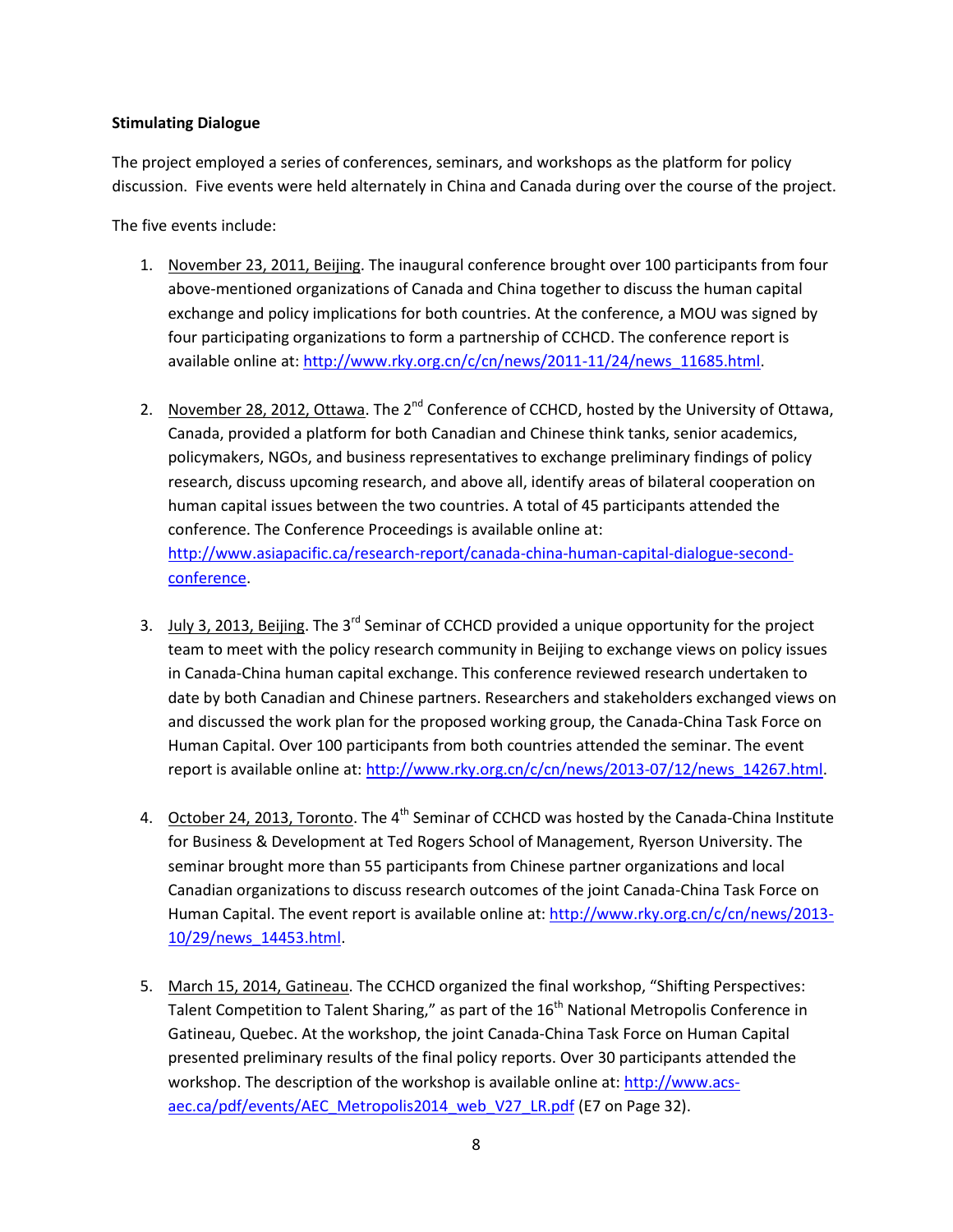**Stimulating Dialogue**

The project employed a series of conferences, seminars, and workshops as the platform for policy discussion. Five events were held alternately in China and Canada during over the course of the project.

The five events include:

1. November 23, 2011, Beijing. The inaugural conference brought over 100 participants from four above-mentioned organizations of Canada and China together to discuss the human capital exchange and policy implications for both countries. At the conference, a MOU was signed by four participating organizations to form a partnership of CCHCD. The conference report is available online at: http://www.rky.org.cn/c/cn/news/2011-11/24/news_11685.html.

2. November 28, 2012, Ottawa. The 2nd Conference of CCHCD, hosted by the University of Ottawa, Canada, provided a platform for both Canadian and Chinese think tanks, senior academics, policymakers, NGOs, and business representatives to exchange preliminary findings of policy research, discuss upcoming research, and above all, identify areas of bilateral cooperation on human capital issues between the two countries. A total of 45 participants attended the conference. The Conference Proceedings is available online at: http://www.asiapacific.ca/research-report/canada-china-human-capital-dialogue-second-conference.

3. July 3, 2013, Beijing. The 3rd Seminar of CCHCD provided a unique opportunity for the project team to meet with the policy research community in Beijing to exchange views on policy issues in Canada-China human capital exchange. This conference reviewed research undertaken to date by both Canadian and Chinese partners. Researchers and stakeholders exchanged views on and discussed the work plan for the proposed working group, the Canada-China Task Force on Human Capital. Over 100 participants from both countries attended the seminar. The event report is available online at: http://www.rky.org.cn/c/cn/news/2013-07/12/news_14267.html.

4. October 24, 2013, Toronto. The 4th Seminar of CCHCD was hosted by the Canada-China Institute for Business & Development at Ted Rogers School of Management, Ryerson University. The seminar brought more than 55 participants from Chinese partner organizations and local Canadian organizations to discuss research outcomes of the joint Canada-China Task Force on Human Capital. The event report is available online at: http://www.rky.org.cn/c/cn/news/2013-10/29/news_14453.html.

5. March 15, 2014, Gatineau. The CCHCD organized the final workshop, "Shifting Perspectives: Talent Competition to Talent Sharing," as part of the 16th National Metropolis Conference in Gatineau, Quebec. At the workshop, the joint Canada-China Task Force on Human Capital presented preliminary results of the final policy reports. Over 30 participants attended the workshop. The description of the workshop is available online at: http://www.acs-aec.ca/pdf/events/AEC_Metropolis2014_web_V27_LR.pdf (E7 on Page 32).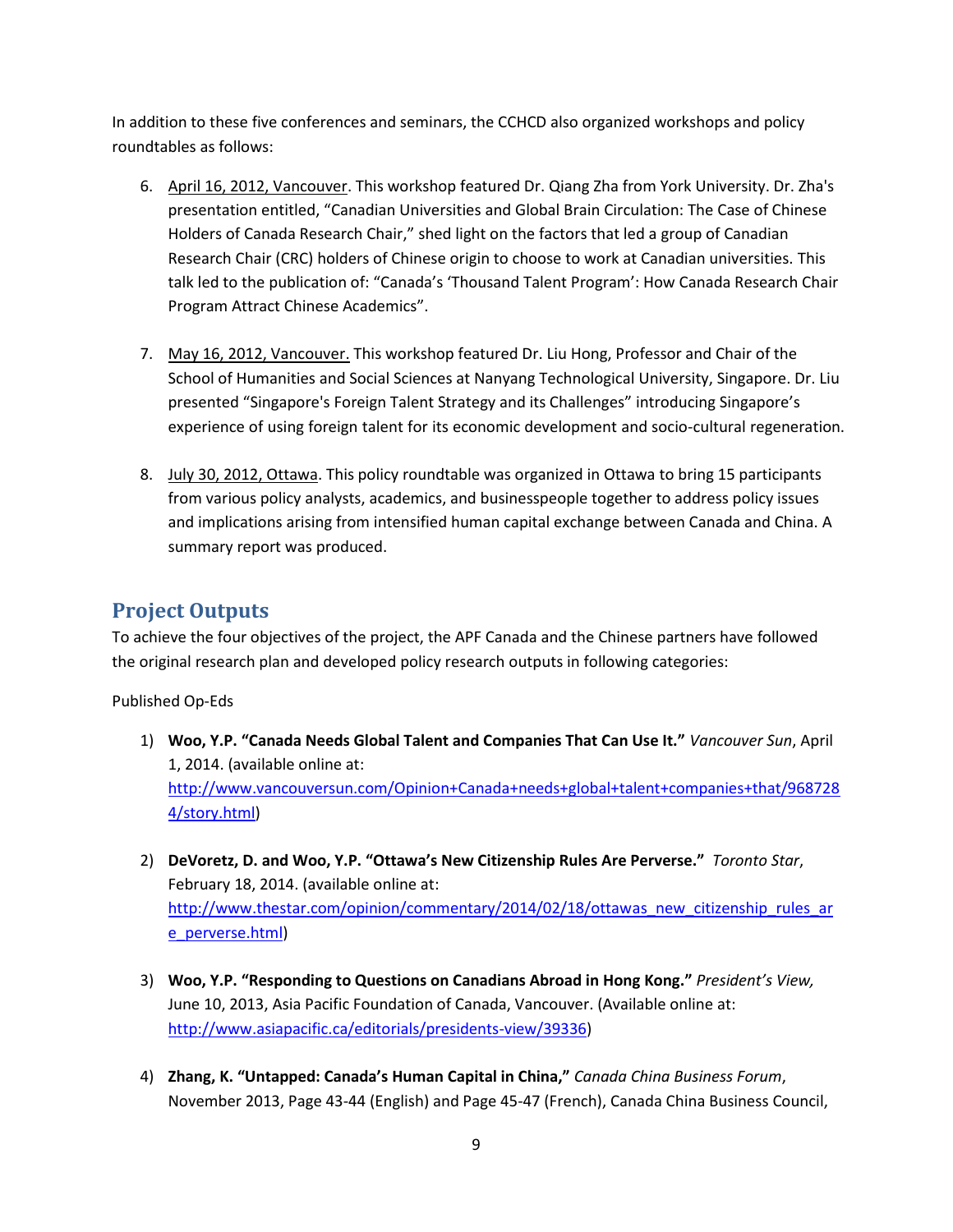In addition to these five conferences and seminars, the CCHCD also organized workshops and policy roundtables as follows:

6. April 16, 2012, Vancouver. This workshop featured Dr. Qiang Zha from York University. Dr. Zha's presentation entitled, "Canadian Universities and Global Brain Circulation: The Case of Chinese Holders of Canada Research Chair," shed light on the factors that led a group of Canadian Research Chair (CRC) holders of Chinese origin to choose to work at Canadian universities. This talk led to the publication of: "Canada's 'Thousand Talent Program': How Canada Research Chair Program Attract Chinese Academics".

7. May 16, 2012, Vancouver. This workshop featured Dr. Liu Hong, Professor and Chair of the School of Humanities and Social Sciences at Nanyang Technological University, Singapore. Dr. Liu presented "Singapore's Foreign Talent Strategy and its Challenges" introducing Singapore's experience of using foreign talent for its economic development and socio-cultural regeneration.

8. July 30, 2012, Ottawa. This policy roundtable was organized in Ottawa to bring 15 participants from various policy analysts, academics, and businesspeople together to address policy issues and implications arising from intensified human capital exchange between Canada and China. A summary report was produced.

## Project Outputs

To achieve the four objectives of the project, the APF Canada and the Chinese partners have followed the original research plan and developed policy research outputs in following categories:

Published Op-Eds

1) **Woo, Y.P. "Canada Needs Global Talent and Companies That Can Use It."** *Vancouver Sun*, April 1, 2014. (available online at: http://www.vancouversun.com/Opinion+Canada+needs+global+talent+companies+that/9687284/story.html)

2) **DeVoretz, D. and Woo, Y.P. "Ottawa's New Citizenship Rules Are Perverse."** *Toronto Star*, February 18, 2014. (available online at: http://www.thestar.com/opinion/commentary/2014/02/18/ottawas_new_citizenship_rules_are_perverse.html)

3) **Woo, Y.P. "Responding to Questions on Canadians Abroad in Hong Kong."** *President's View,* June 10, 2013, Asia Pacific Foundation of Canada, Vancouver. (Available online at: http://www.asiapacific.ca/editorials/presidents-view/39336)

4) **Zhang, K. "Untapped: Canada's Human Capital in China,"** *Canada China Business Forum*, November 2013, Page 43-44 (English) and Page 45-47 (French), Canada China Business Council,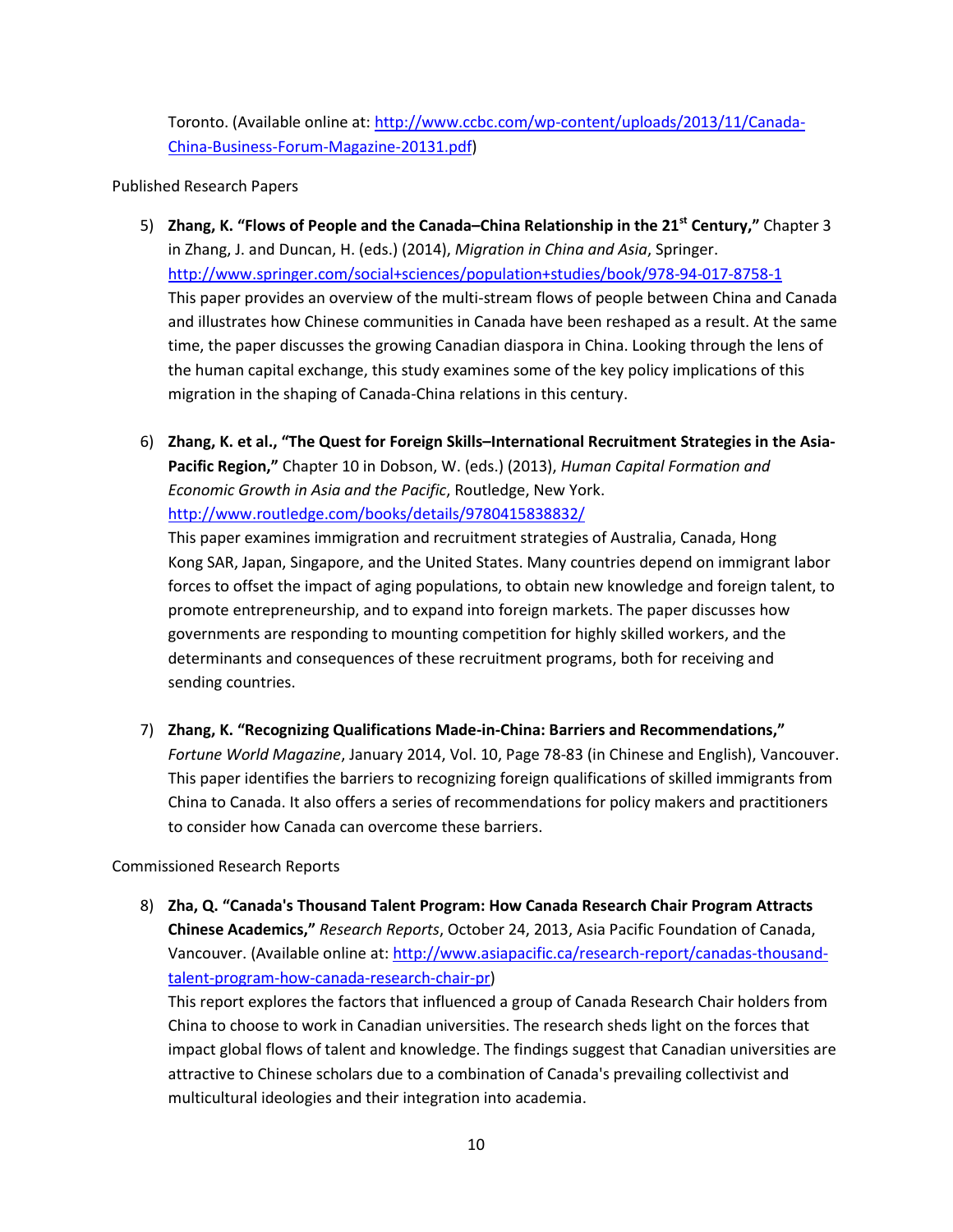Toronto. (Available online at: http://www.ccbc.com/wp-content/uploads/2013/11/Canada-China-Business-Forum-Magazine-20131.pdf)

Published Research Papers

5) **Zhang, K. "Flows of People and the Canada–China Relationship in the 21st Century,"** Chapter 3 in Zhang, J. and Duncan, H. (eds.) (2014), *Migration in China and Asia*, Springer. http://www.springer.com/social+sciences/population+studies/book/978-94-017-8758-1
This paper provides an overview of the multi-stream flows of people between China and Canada and illustrates how Chinese communities in Canada have been reshaped as a result. At the same time, the paper discusses the growing Canadian diaspora in China. Looking through the lens of the human capital exchange, this study examines some of the key policy implications of this migration in the shaping of Canada-China relations in this century.

6) **Zhang, K. et al., "The Quest for Foreign Skills–International Recruitment Strategies in the Asia-Pacific Region,"** Chapter 10 in Dobson, W. (eds.) (2013), *Human Capital Formation and Economic Growth in Asia and the Pacific*, Routledge, New York. http://www.routledge.com/books/details/9780415838832/
This paper examines immigration and recruitment strategies of Australia, Canada, Hong Kong SAR, Japan, Singapore, and the United States. Many countries depend on immigrant labor forces to offset the impact of aging populations, to obtain new knowledge and foreign talent, to promote entrepreneurship, and to expand into foreign markets. The paper discusses how governments are responding to mounting competition for highly skilled workers, and the determinants and consequences of these recruitment programs, both for receiving and sending countries.

7) **Zhang, K. "Recognizing Qualifications Made-in-China: Barriers and Recommendations,"** *Fortune World Magazine*, January 2014, Vol. 10, Page 78-83 (in Chinese and English), Vancouver. This paper identifies the barriers to recognizing foreign qualifications of skilled immigrants from China to Canada. It also offers a series of recommendations for policy makers and practitioners to consider how Canada can overcome these barriers.

Commissioned Research Reports

8) **Zha, Q. "Canada's Thousand Talent Program: How Canada Research Chair Program Attracts Chinese Academics,"** *Research Reports*, October 24, 2013, Asia Pacific Foundation of Canada, Vancouver. (Available online at: http://www.asiapacific.ca/research-report/canadas-thousand-talent-program-how-canada-research-chair-pr)
This report explores the factors that influenced a group of Canada Research Chair holders from China to choose to work in Canadian universities. The research sheds light on the forces that impact global flows of talent and knowledge. The findings suggest that Canadian universities are attractive to Chinese scholars due to a combination of Canada's prevailing collectivist and multicultural ideologies and their integration into academia.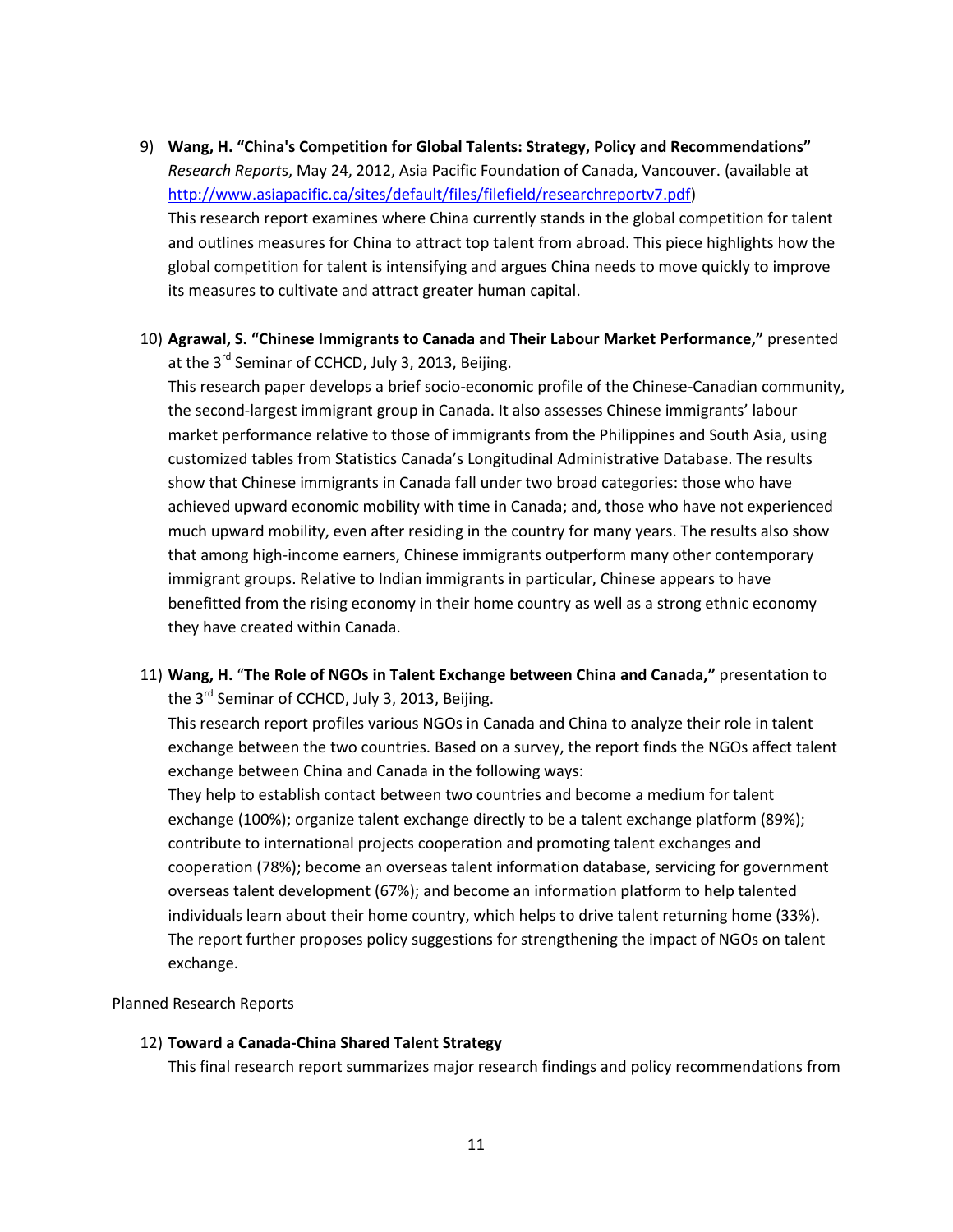9) **Wang, H. "China's Competition for Global Talents: Strategy, Policy and Recommendations"** *Research Report*s, May 24, 2012, Asia Pacific Foundation of Canada, Vancouver. (available at http://www.asiapacific.ca/sites/default/files/filefield/researchreportv7.pdf)
   This research report examines where China currently stands in the global competition for talent and outlines measures for China to attract top talent from abroad. This piece highlights how the global competition for talent is intensifying and argues China needs to move quickly to improve its measures to cultivate and attract greater human capital.

10) **Agrawal, S. "Chinese Immigrants to Canada and Their Labour Market Performance,"** presented at the 3rd Seminar of CCHCD, July 3, 2013, Beijing.
    This research paper develops a brief socio-economic profile of the Chinese-Canadian community, the second-largest immigrant group in Canada. It also assesses Chinese immigrants' labour market performance relative to those of immigrants from the Philippines and South Asia, using customized tables from Statistics Canada's Longitudinal Administrative Database. The results show that Chinese immigrants in Canada fall under two broad categories: those who have achieved upward economic mobility with time in Canada; and, those who have not experienced much upward mobility, even after residing in the country for many years. The results also show that among high-income earners, Chinese immigrants outperform many other contemporary immigrant groups. Relative to Indian immigrants in particular, Chinese appears to have benefitted from the rising economy in their home country as well as a strong ethnic economy they have created within Canada.

11) **Wang, H.** "**The Role of NGOs in Talent Exchange between China and Canada,"** presentation to the 3rd Seminar of CCHCD, July 3, 2013, Beijing.
    This research report profiles various NGOs in Canada and China to analyze their role in talent exchange between the two countries. Based on a survey, the report finds the NGOs affect talent exchange between China and Canada in the following ways:
    They help to establish contact between two countries and become a medium for talent exchange (100%); organize talent exchange directly to be a talent exchange platform (89%); contribute to international projects cooperation and promoting talent exchanges and cooperation (78%); become an overseas talent information database, servicing for government overseas talent development (67%); and become an information platform to help talented individuals learn about their home country, which helps to drive talent returning home (33%). The report further proposes policy suggestions for strengthening the impact of NGOs on talent exchange.

Planned Research Reports

12) **Toward a Canada-China Shared Talent Strategy**
    This final research report summarizes major research findings and policy recommendations from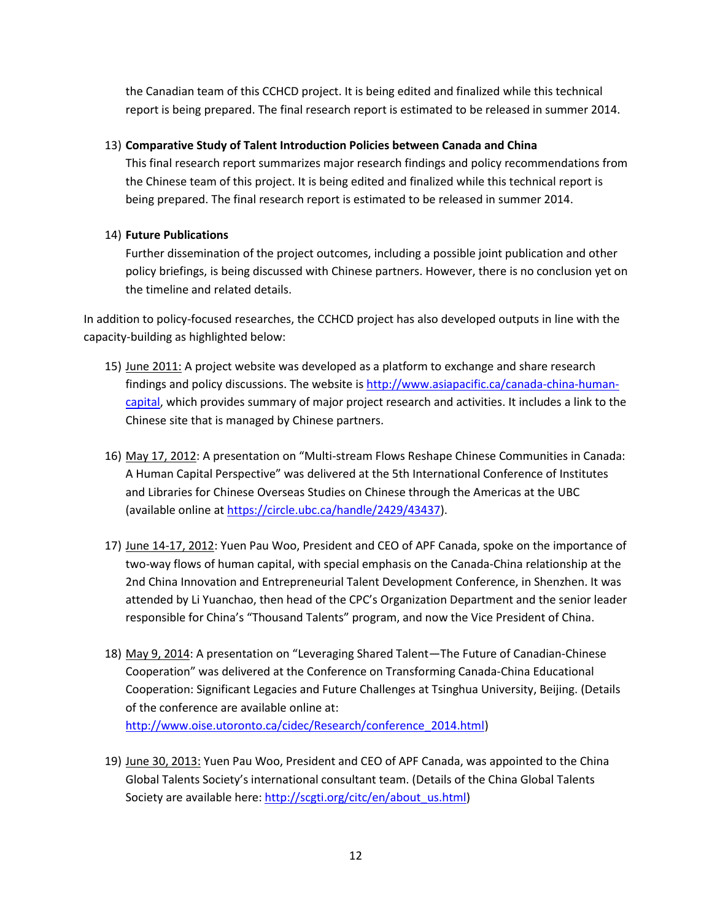the Canadian team of this CCHCD project. It is being edited and finalized while this technical report is being prepared. The final research report is estimated to be released in summer 2014.

13) **Comparative Study of Talent Introduction Policies between Canada and China**
    This final research report summarizes major research findings and policy recommendations from the Chinese team of this project. It is being edited and finalized while this technical report is being prepared. The final research report is estimated to be released in summer 2014.

14) **Future Publications**
    Further dissemination of the project outcomes, including a possible joint publication and other policy briefings, is being discussed with Chinese partners. However, there is no conclusion yet on the timeline and related details.

In addition to policy-focused researches, the CCHCD project has also developed outputs in line with the capacity-building as highlighted below:

15) June 2011: A project website was developed as a platform to exchange and share research findings and policy discussions. The website is http://www.asiapacific.ca/canada-china-human-capital, which provides summary of major project research and activities. It includes a link to the Chinese site that is managed by Chinese partners.

16) May 17, 2012: A presentation on "Multi-stream Flows Reshape Chinese Communities in Canada: A Human Capital Perspective" was delivered at the 5th International Conference of Institutes and Libraries for Chinese Overseas Studies on Chinese through the Americas at the UBC (available online at https://circle.ubc.ca/handle/2429/43437).

17) June 14-17, 2012: Yuen Pau Woo, President and CEO of APF Canada, spoke on the importance of two-way flows of human capital, with special emphasis on the Canada-China relationship at the 2nd China Innovation and Entrepreneurial Talent Development Conference, in Shenzhen. It was attended by Li Yuanchao, then head of the CPC's Organization Department and the senior leader responsible for China's "Thousand Talents" program, and now the Vice President of China.

18) May 9, 2014: A presentation on "Leveraging Shared Talent—The Future of Canadian-Chinese Cooperation" was delivered at the Conference on Transforming Canada-China Educational Cooperation: Significant Legacies and Future Challenges at Tsinghua University, Beijing. (Details of the conference are available online at: http://www.oise.utoronto.ca/cidec/Research/conference_2014.html)

19) June 30, 2013: Yuen Pau Woo, President and CEO of APF Canada, was appointed to the China Global Talents Society's international consultant team. (Details of the China Global Talents Society are available here: http://scgti.org/citc/en/about_us.html)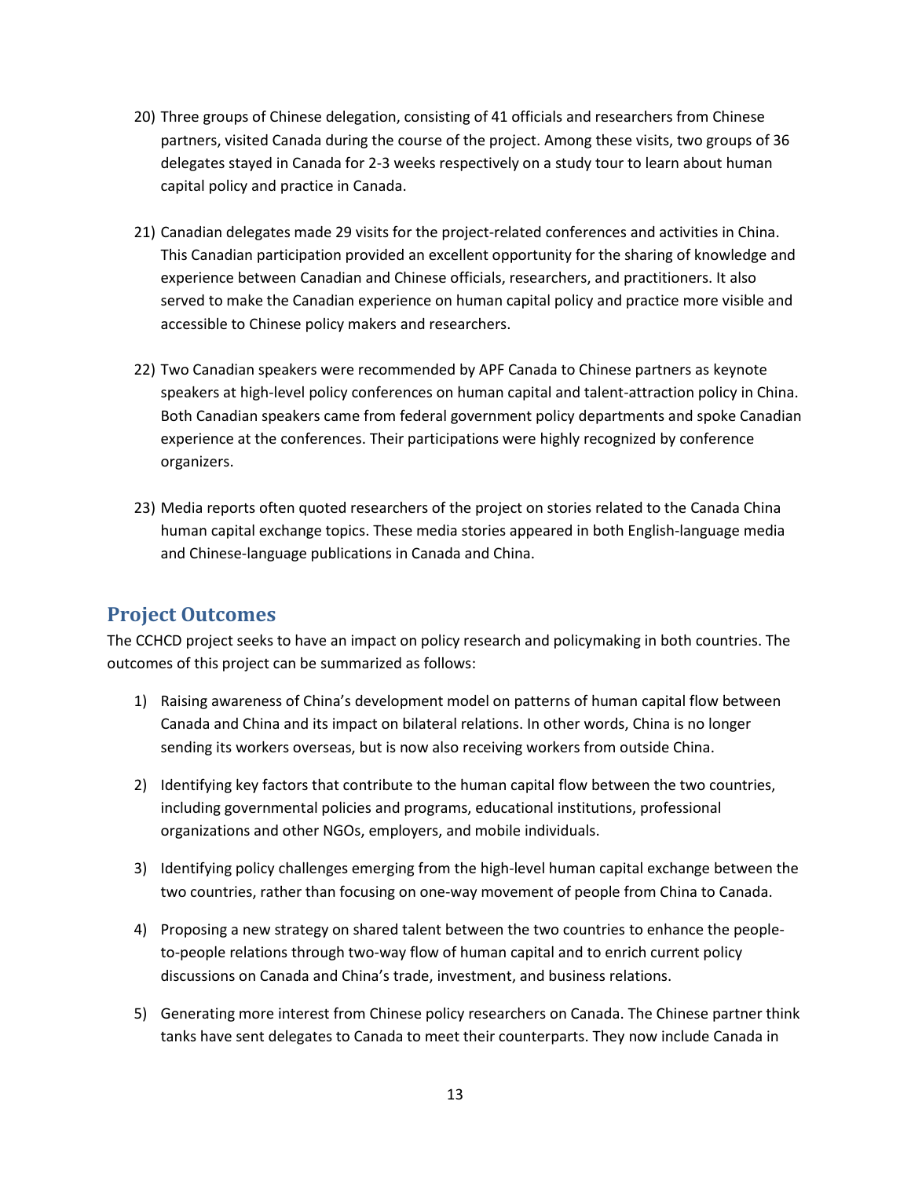20) Three groups of Chinese delegation, consisting of 41 officials and researchers from Chinese partners, visited Canada during the course of the project. Among these visits, two groups of 36 delegates stayed in Canada for 2-3 weeks respectively on a study tour to learn about human capital policy and practice in Canada.

21) Canadian delegates made 29 visits for the project-related conferences and activities in China. This Canadian participation provided an excellent opportunity for the sharing of knowledge and experience between Canadian and Chinese officials, researchers, and practitioners. It also served to make the Canadian experience on human capital policy and practice more visible and accessible to Chinese policy makers and researchers.

22) Two Canadian speakers were recommended by APF Canada to Chinese partners as keynote speakers at high-level policy conferences on human capital and talent-attraction policy in China. Both Canadian speakers came from federal government policy departments and spoke Canadian experience at the conferences. Their participations were highly recognized by conference organizers.

23) Media reports often quoted researchers of the project on stories related to the Canada China human capital exchange topics. These media stories appeared in both English-language media and Chinese-language publications in Canada and China.

## Project Outcomes

The CCHCD project seeks to have an impact on policy research and policymaking in both countries. The outcomes of this project can be summarized as follows:

1) Raising awareness of China's development model on patterns of human capital flow between Canada and China and its impact on bilateral relations. In other words, China is no longer sending its workers overseas, but is now also receiving workers from outside China.

2) Identifying key factors that contribute to the human capital flow between the two countries, including governmental policies and programs, educational institutions, professional organizations and other NGOs, employers, and mobile individuals.

3) Identifying policy challenges emerging from the high-level human capital exchange between the two countries, rather than focusing on one-way movement of people from China to Canada.

4) Proposing a new strategy on shared talent between the two countries to enhance the people-to-people relations through two-way flow of human capital and to enrich current policy discussions on Canada and China's trade, investment, and business relations.

5) Generating more interest from Chinese policy researchers on Canada. The Chinese partner think tanks have sent delegates to Canada to meet their counterparts. They now include Canada in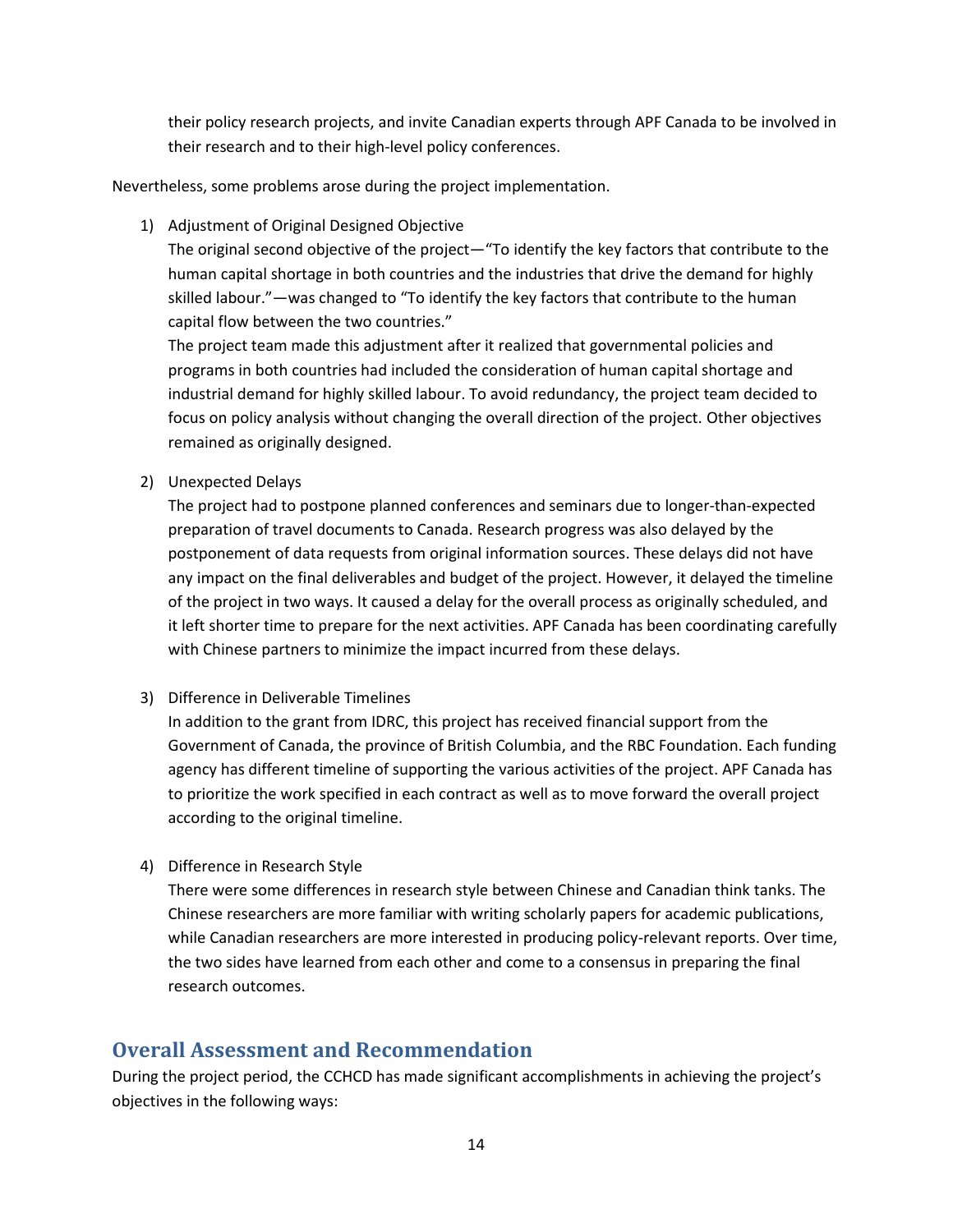their policy research projects, and invite Canadian experts through APF Canada to be involved in their research and to their high-level policy conferences.

Nevertheless, some problems arose during the project implementation.

1) Adjustment of Original Designed Objective
   The original second objective of the project—"To identify the key factors that contribute to the human capital shortage in both countries and the industries that drive the demand for highly skilled labour."—was changed to "To identify the key factors that contribute to the human capital flow between the two countries."
   The project team made this adjustment after it realized that governmental policies and programs in both countries had included the consideration of human capital shortage and industrial demand for highly skilled labour. To avoid redundancy, the project team decided to focus on policy analysis without changing the overall direction of the project. Other objectives remained as originally designed.

2) Unexpected Delays
   The project had to postpone planned conferences and seminars due to longer-than-expected preparation of travel documents to Canada. Research progress was also delayed by the postponement of data requests from original information sources. These delays did not have any impact on the final deliverables and budget of the project. However, it delayed the timeline of the project in two ways. It caused a delay for the overall process as originally scheduled, and it left shorter time to prepare for the next activities. APF Canada has been coordinating carefully with Chinese partners to minimize the impact incurred from these delays.

3) Difference in Deliverable Timelines
   In addition to the grant from IDRC, this project has received financial support from the Government of Canada, the province of British Columbia, and the RBC Foundation. Each funding agency has different timeline of supporting the various activities of the project. APF Canada has to prioritize the work specified in each contract as well as to move forward the overall project according to the original timeline.

4) Difference in Research Style
   There were some differences in research style between Chinese and Canadian think tanks. The Chinese researchers are more familiar with writing scholarly papers for academic publications, while Canadian researchers are more interested in producing policy-relevant reports. Over time, the two sides have learned from each other and come to a consensus in preparing the final research outcomes.

## Overall Assessment and Recommendation

During the project period, the CCHCD has made significant accomplishments in achieving the project's objectives in the following ways: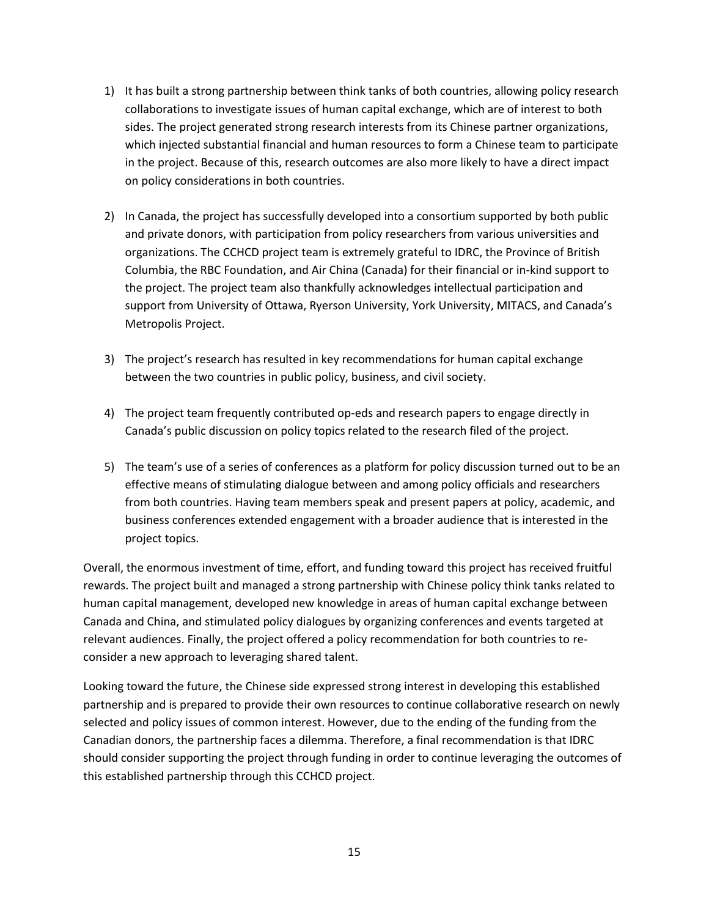1) It has built a strong partnership between think tanks of both countries, allowing policy research collaborations to investigate issues of human capital exchange, which are of interest to both sides. The project generated strong research interests from its Chinese partner organizations, which injected substantial financial and human resources to form a Chinese team to participate in the project. Because of this, research outcomes are also more likely to have a direct impact on policy considerations in both countries.

2) In Canada, the project has successfully developed into a consortium supported by both public and private donors, with participation from policy researchers from various universities and organizations. The CCHCD project team is extremely grateful to IDRC, the Province of British Columbia, the RBC Foundation, and Air China (Canada) for their financial or in-kind support to the project. The project team also thankfully acknowledges intellectual participation and support from University of Ottawa, Ryerson University, York University, MITACS, and Canada's Metropolis Project.

3) The project's research has resulted in key recommendations for human capital exchange between the two countries in public policy, business, and civil society.

4) The project team frequently contributed op-eds and research papers to engage directly in Canada's public discussion on policy topics related to the research filed of the project.

5) The team's use of a series of conferences as a platform for policy discussion turned out to be an effective means of stimulating dialogue between and among policy officials and researchers from both countries. Having team members speak and present papers at policy, academic, and business conferences extended engagement with a broader audience that is interested in the project topics.

Overall, the enormous investment of time, effort, and funding toward this project has received fruitful rewards. The project built and managed a strong partnership with Chinese policy think tanks related to human capital management, developed new knowledge in areas of human capital exchange between Canada and China, and stimulated policy dialogues by organizing conferences and events targeted at relevant audiences. Finally, the project offered a policy recommendation for both countries to re-consider a new approach to leveraging shared talent.

Looking toward the future, the Chinese side expressed strong interest in developing this established partnership and is prepared to provide their own resources to continue collaborative research on newly selected and policy issues of common interest. However, due to the ending of the funding from the Canadian donors, the partnership faces a dilemma. Therefore, a final recommendation is that IDRC should consider supporting the project through funding in order to continue leveraging the outcomes of this established partnership through this CCHCD project.